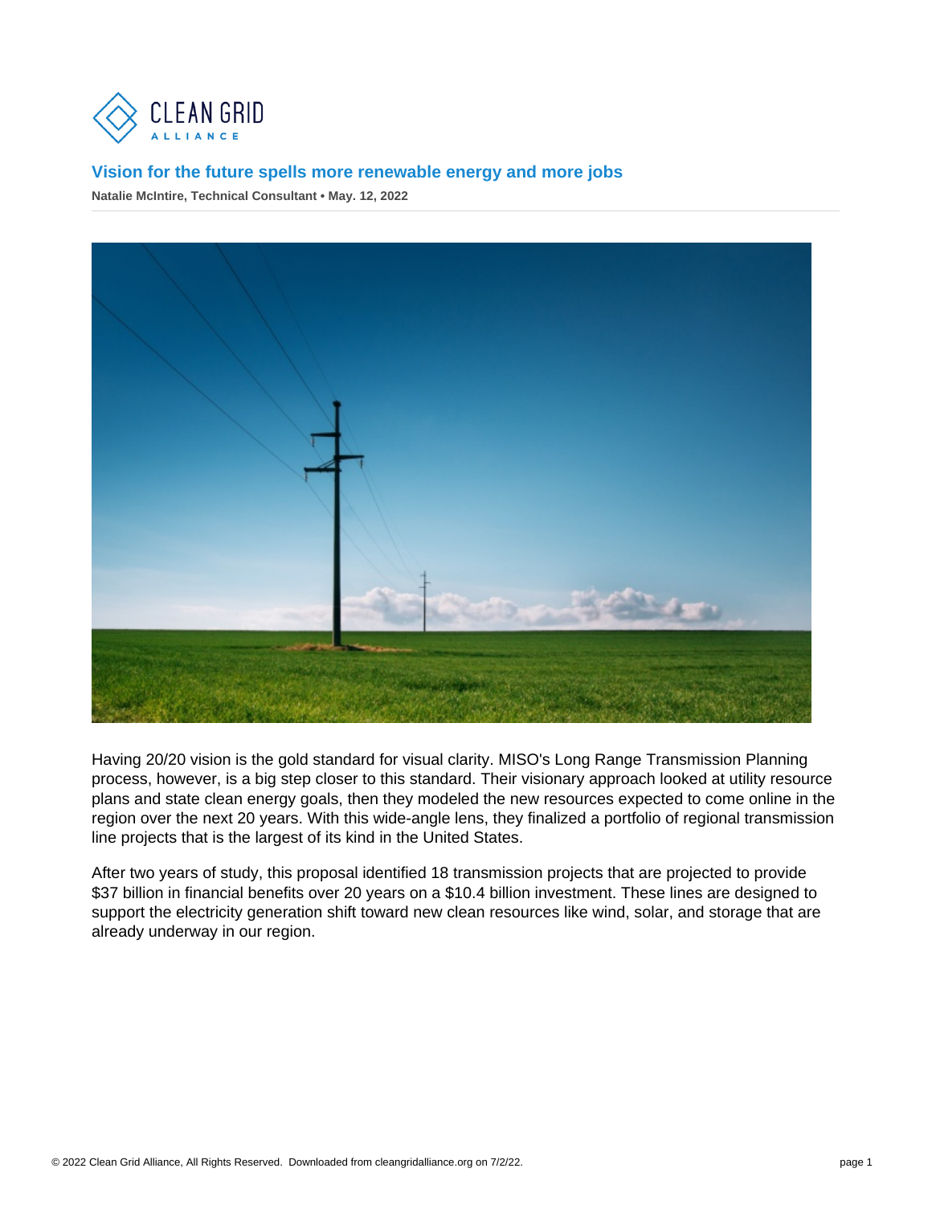# Vision for the future spells more renewable energy and more jobs

**Natalie McIntire, Technical Consultant • May. 12, 2022**

Having 20/20 vision is the gold standard for visual clarity. MISO's Long Range Transmission Planning process, however, is a big step closer to this standard. Their visionary approach looked at utility resource plans and state clean energy goals, then they modeled the new resources expected to come online in the region over the next 20 years. With this wide-angle lens, they finalized a portfolio of regional transmission line projects that is the largest of its kind in the United States.

After two years of study, this proposal identified 18 transmission projects that are projected to provide $37 billion in financial benefits over 20 years on a $10.4 billion investment. These lines are designed to support the electricity generation shift toward new clean resources like wind, solar, and storage that are already underway in our region.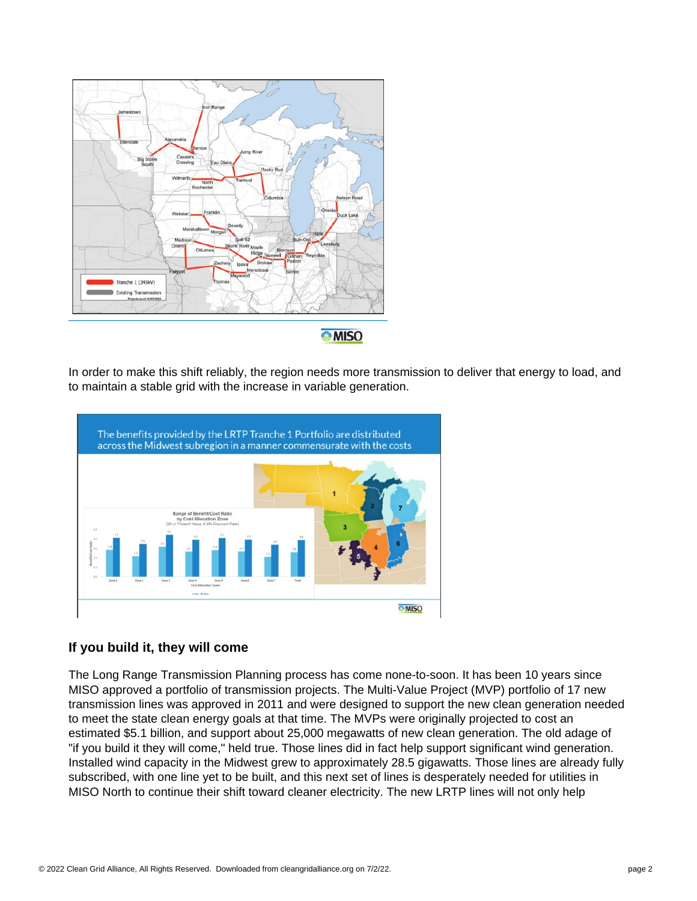In order to make this shift reliably, the region needs more transmission to deliver that energy to load, and to maintain a stable grid with the increase in variable generation.

## If you build it, they will come

The Long Range Transmission Planning process has come none-to-soon. It has been 10 years since MISO approved a portfolio of transmission projects. The Multi-Value Project (MVP) portfolio of 17 new transmission lines was approved in 2011 and were designed to support the new clean generation needed to meet the state clean energy goals at that time. The MVPs were originally projected to cost an estimated $5.1 billion, and support about 25,000 megawatts of new clean generation. The old adage of "if you build it they will come," held true. Those lines did in fact help support significant wind generation. Installed wind capacity in the Midwest grew to approximately 28.5 gigawatts. Those lines are already fully subscribed, with one line yet to be built, and this next set of lines is desperately needed for utilities in MISO North to continue their shift toward cleaner electricity. The new LRTP lines will not only help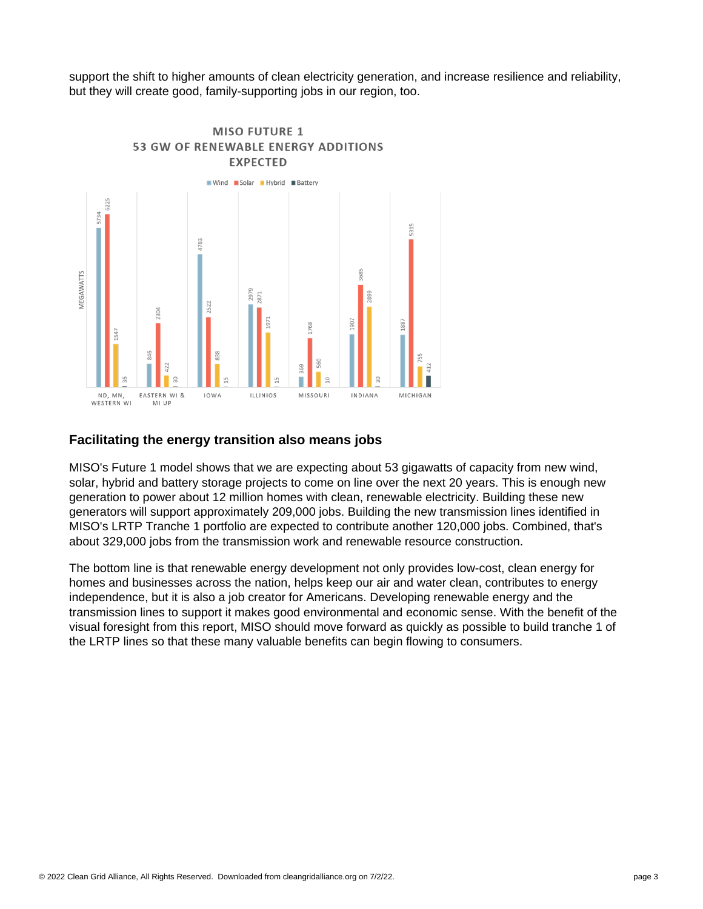support the shift to higher amounts of clean electricity generation, and increase resilience and reliability, but they will create good, family-supporting jobs in our region, too.

MISO FUTURE 1
53 GW OF RENEWABLE ENERGY ADDITIONS EXPECTED

Wind Solar Hybrid Battery

MEGAWATTS

5734 6225 1547 36
846 2304 422 30
4783 2522 838 15
2979 2871 1971 15
369 1768 560 10
1907 3685 2899 30
1887 5315 755 412

ND, MN, WESTERN WI
EASTERN WI & MI UP
IOWA
ILLINIOS
MISSOURI
INDIANA
MICHIGAN

## Facilitating the energy transition also means jobs

MISO's Future 1 model shows that we are expecting about 53 gigawatts of capacity from new wind, solar, hybrid and battery storage projects to come on line over the next 20 years. This is enough new generation to power about 12 million homes with clean, renewable electricity. Building these new generators will support approximately 209,000 jobs. Building the new transmission lines identified in MISO's LRTP Tranche 1 portfolio are expected to contribute another 120,000 jobs. Combined, that's about 329,000 jobs from the transmission work and renewable resource construction.

The bottom line is that renewable energy development not only provides low-cost, clean energy for homes and businesses across the nation, helps keep our air and water clean, contributes to energy independence, but it is also a job creator for Americans. Developing renewable energy and the transmission lines to support it makes good environmental and economic sense. With the benefit of the visual foresight from this report, MISO should move forward as quickly as possible to build tranche 1 of the LRTP lines so that these many valuable benefits can begin flowing to consumers.